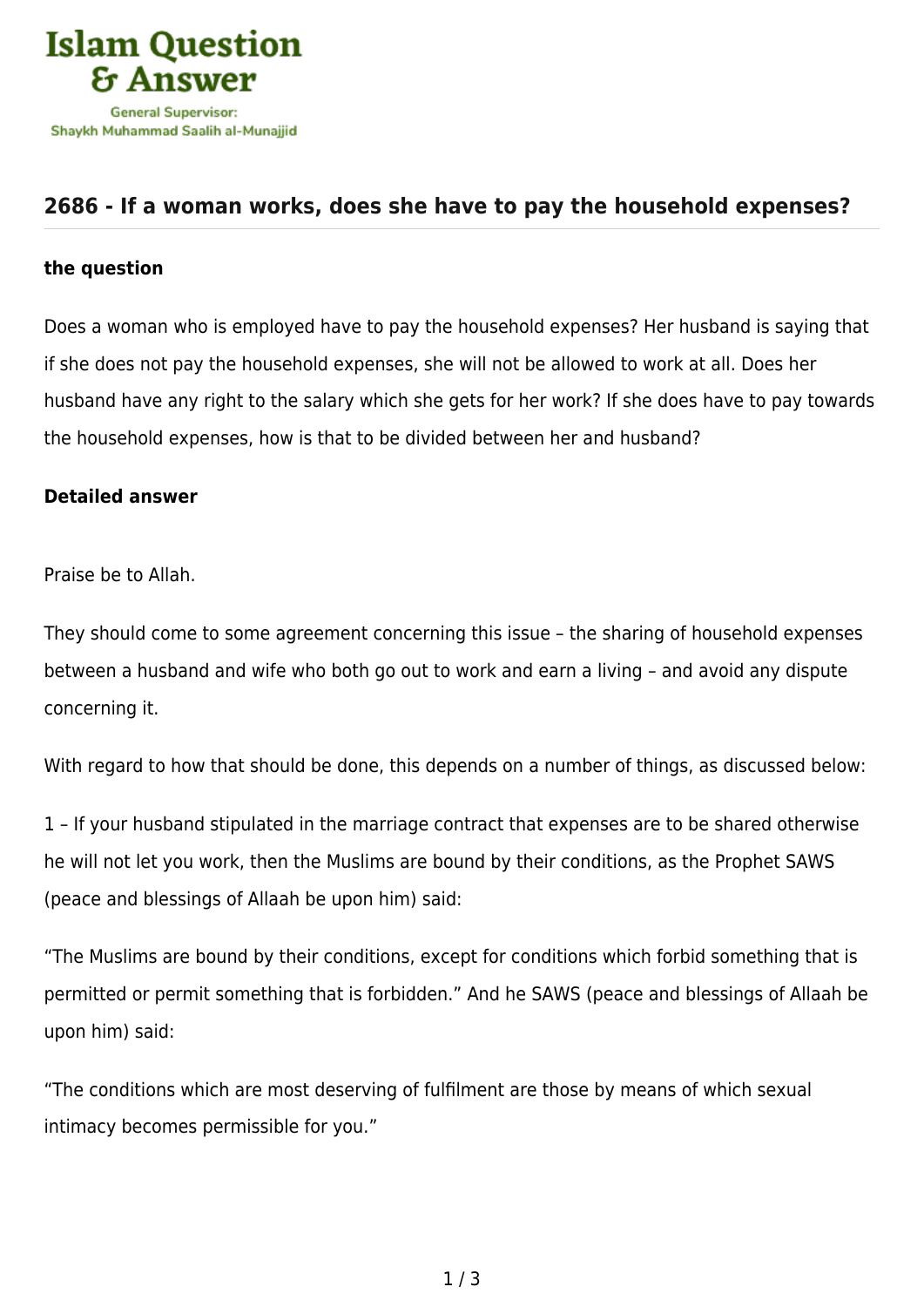## 2686 - If a woman works, does she have to pay the household expenses?

**the question**

Does a woman who is employed have to pay the household expenses? Her husband is saying that if she does not pay the household expenses, she will not be allowed to work at all. Does her husband have any right to the salary which she gets for her work? If she does have to pay towards the household expenses, how is that to be divided between her and husband?

**Detailed answer**

Praise be to Allah.

They should come to some agreement concerning this issue – the sharing of household expenses between a husband and wife who both go out to work and earn a living – and avoid any dispute concerning it.

With regard to how that should be done, this depends on a number of things, as discussed below:

1 – If your husband stipulated in the marriage contract that expenses are to be shared otherwise he will not let you work, then the Muslims are bound by their conditions, as the Prophet SAWS (peace and blessings of Allaah be upon him) said:

"The Muslims are bound by their conditions, except for conditions which forbid something that is permitted or permit something that is forbidden." And he SAWS (peace and blessings of Allaah be upon him) said:

"The conditions which are most deserving of fulfilment are those by means of which sexual intimacy becomes permissible for you."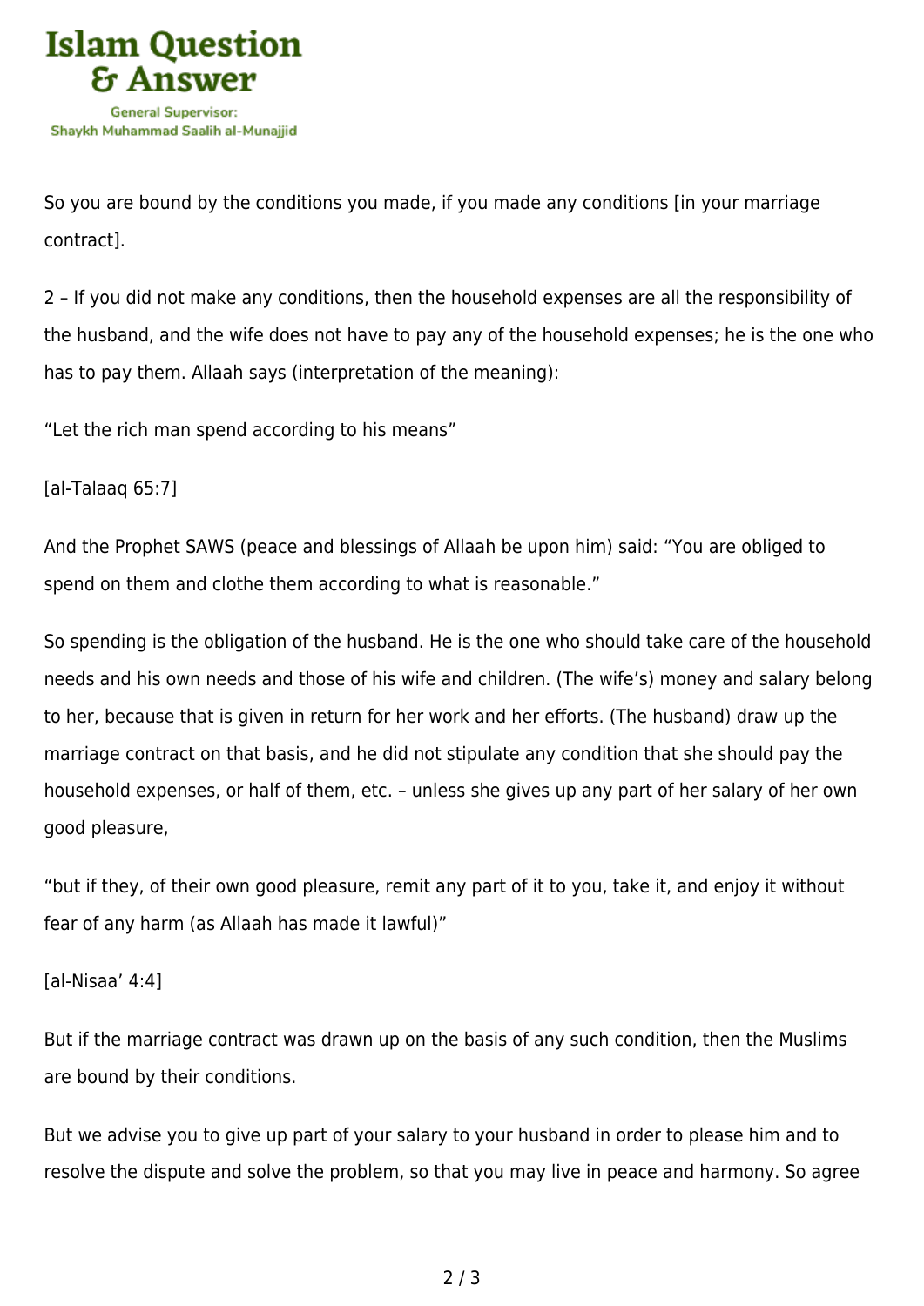So you are bound by the conditions you made, if you made any conditions [in your marriage contract].

2 – If you did not make any conditions, then the household expenses are all the responsibility of the husband, and the wife does not have to pay any of the household expenses; he is the one who has to pay them. Allaah says (interpretation of the meaning):

"Let the rich man spend according to his means"

[al-Talaaq 65:7]

And the Prophet SAWS (peace and blessings of Allaah be upon him) said: "You are obliged to spend on them and clothe them according to what is reasonable."

So spending is the obligation of the husband. He is the one who should take care of the household needs and his own needs and those of his wife and children. (The wife's) money and salary belong to her, because that is given in return for her work and her efforts. (The husband) draw up the marriage contract on that basis, and he did not stipulate any condition that she should pay the household expenses, or half of them, etc. – unless she gives up any part of her salary of her own good pleasure,

"but if they, of their own good pleasure, remit any part of it to you, take it, and enjoy it without fear of any harm (as Allaah has made it lawful)"

[al-Nisaa' 4:4]

But if the marriage contract was drawn up on the basis of any such condition, then the Muslims are bound by their conditions.

But we advise you to give up part of your salary to your husband in order to please him and to resolve the dispute and solve the problem, so that you may live in peace and harmony. So agree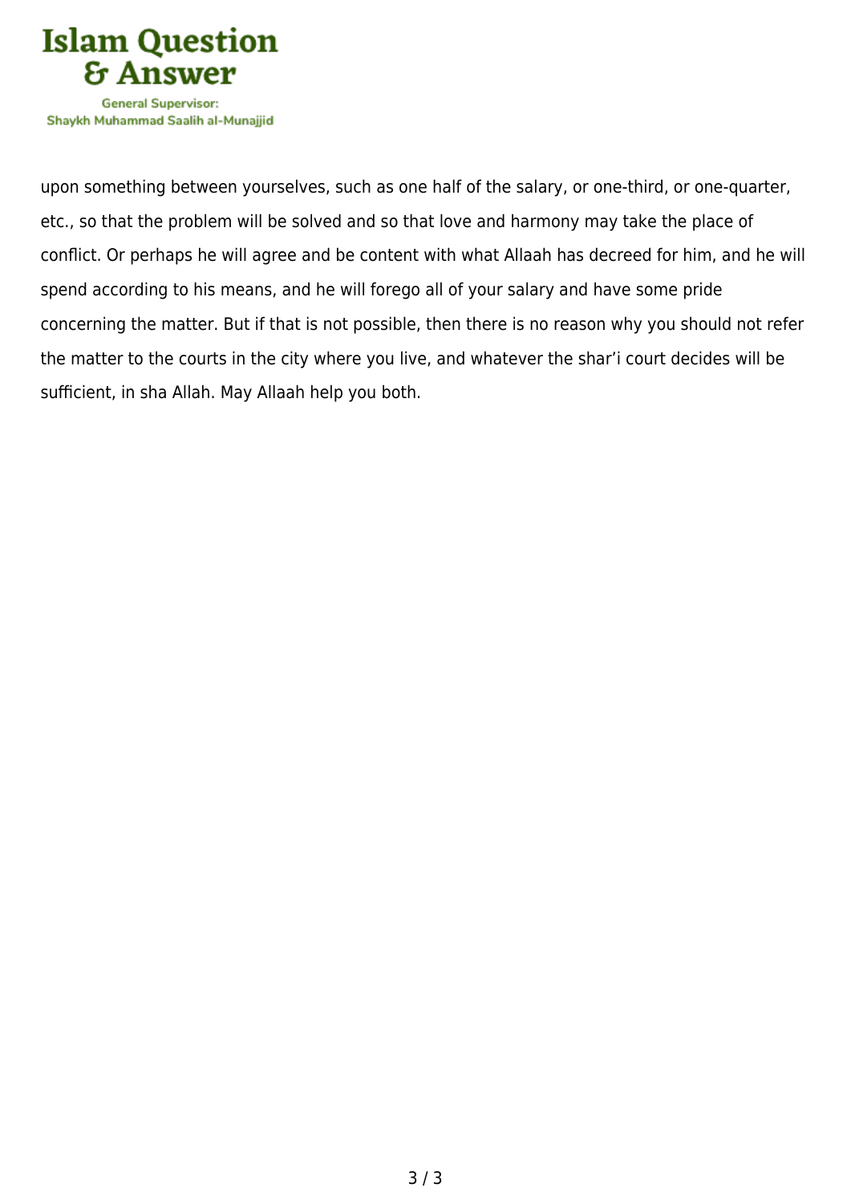upon something between yourselves, such as one half of the salary, or one-third, or one-quarter, etc., so that the problem will be solved and so that love and harmony may take the place of conflict. Or perhaps he will agree and be content with what Allaah has decreed for him, and he will spend according to his means, and he will forego all of your salary and have some pride concerning the matter. But if that is not possible, then there is no reason why you should not refer the matter to the courts in the city where you live, and whatever the shar'i court decides will be sufficient, in sha Allah. May Allaah help you both.